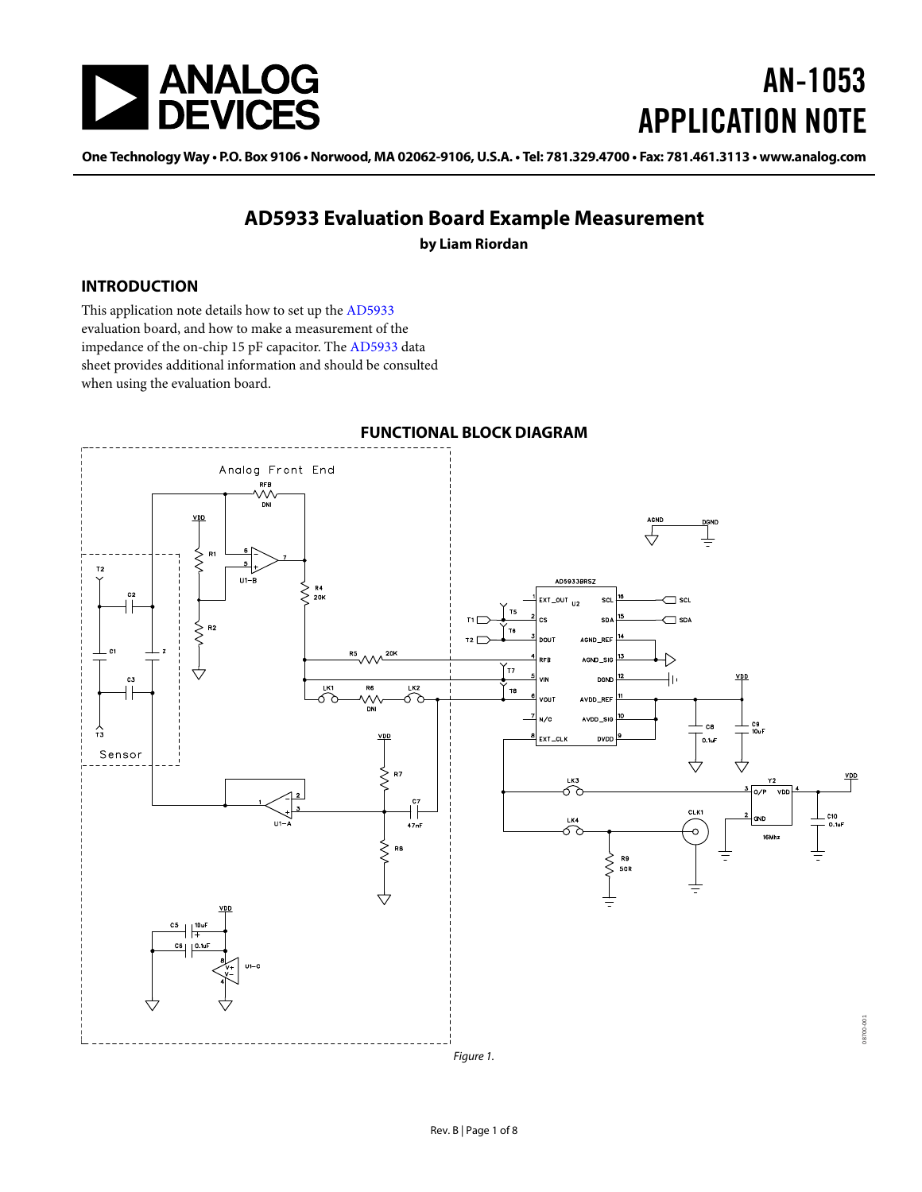# AN-1053 APPLICATION NOTE

One Technology Way • P.O. Box 9106 • Norwood, MA 02062-9106, U.S.A. • Tel: 781.329.4700 • Fax: 781.461.3113 • www.analog.com

## AD5933 Evaluation Board Example Measurement

**by Liam Riordan**

### INTRODUCTION

This application note details how to set up the AD5933 evaluation board, and how to make a measurement of the impedance of the on-chip 15 pF capacitor. The AD5933 data sheet provides additional information and should be consulted when using the evaluation board.

### FUNCTIONAL BLOCK DIAGRAM

*Figure 1.*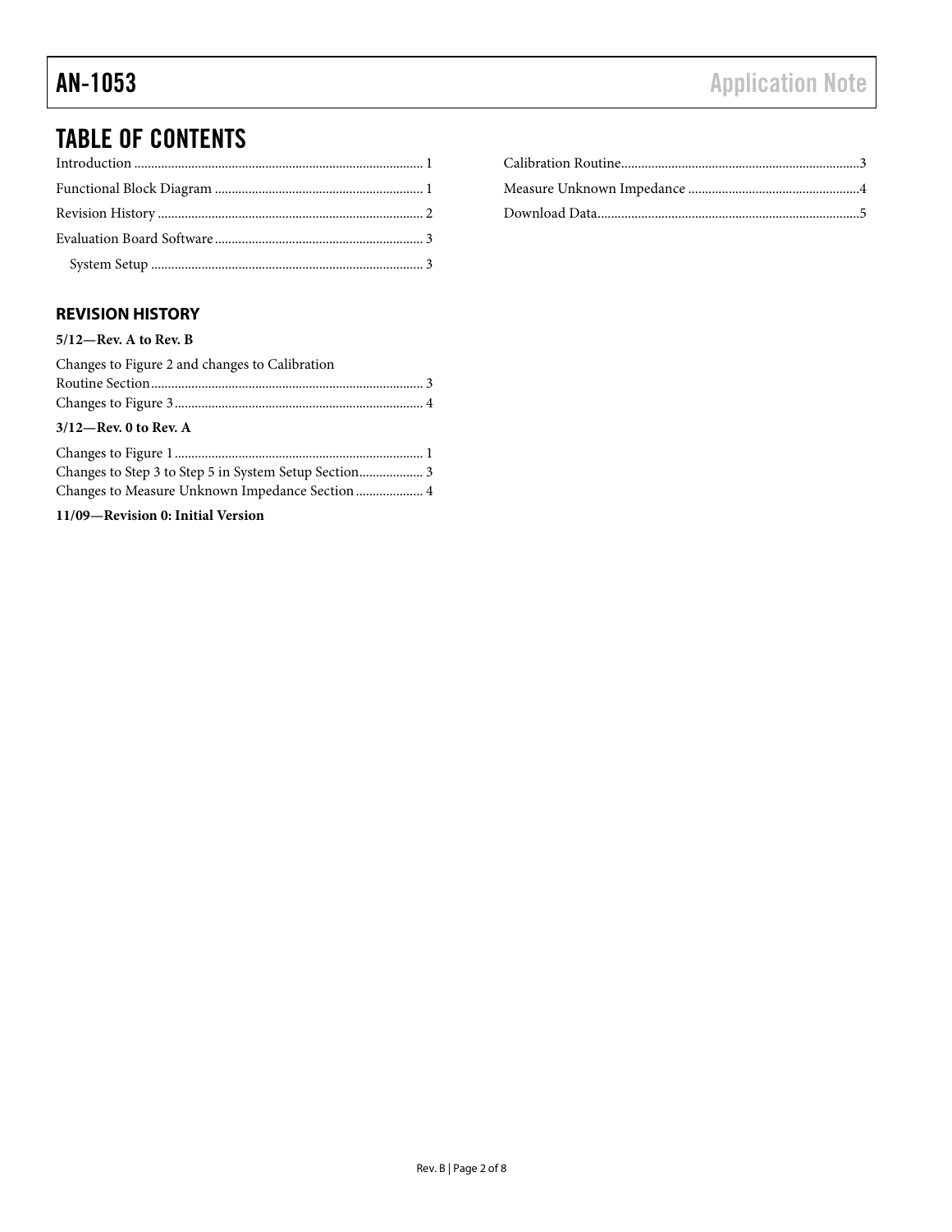## TABLE OF CONTENTS

Introduction .... 1
Functional Block Diagram .... 1
Revision History .... 2
Evaluation Board Software .... 3
  System Setup .... 3
Calibration Routine .... 3
Measure Unknown Impedance .... 4
Download Data .... 5

### REVISION HISTORY

**5/12—Rev. A to Rev. B**

Changes to Figure 2 and changes to Calibration Routine Section .... 3
Changes to Figure 3 .... 4

**3/12—Rev. 0 to Rev. A**

Changes to Figure 1 .... 1
Changes to Step 3 to Step 5 in System Setup Section .... 3
Changes to Measure Unknown Impedance Section .... 4

**11/09—Revision 0: Initial Version**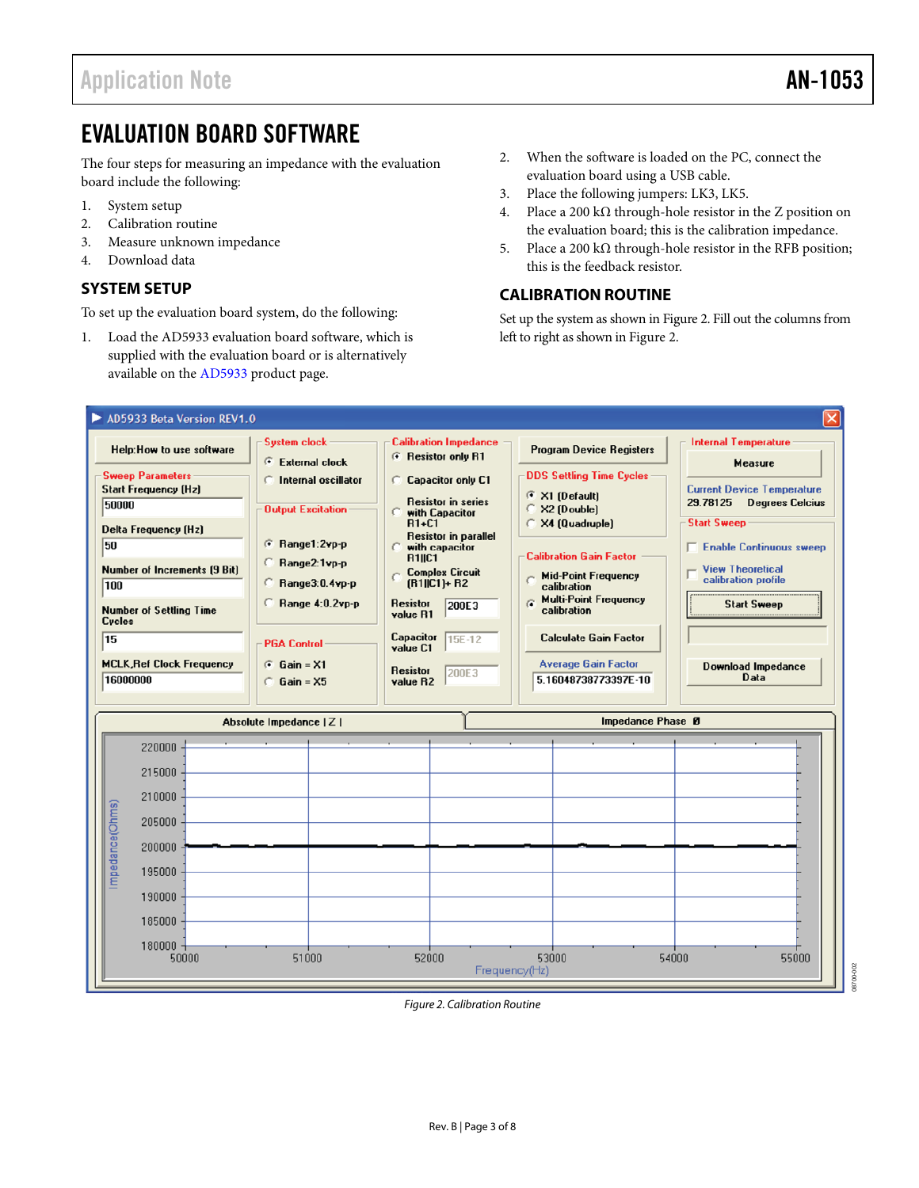# EVALUATION BOARD SOFTWARE

The four steps for measuring an impedance with the evaluation board include the following:

1. System setup
2. Calibration routine
3. Measure unknown impedance
4. Download data

## SYSTEM SETUP

To set up the evaluation board system, do the following:

1. Load the AD5933 evaluation board software, which is supplied with the evaluation board or is alternatively available on the AD5933 product page.
2. When the software is loaded on the PC, connect the evaluation board using a USB cable.
3. Place the following jumpers: LK3, LK5.
4. Place a 200 kΩ through-hole resistor in the Z position on the evaluation board; this is the calibration impedance.
5. Place a 200 kΩ through-hole resistor in the RFB position; this is the feedback resistor.

## CALIBRATION ROUTINE

Set up the system as shown in Figure 2. Fill out the columns from left to right as shown in Figure 2.

*Figure 2. Calibration Routine*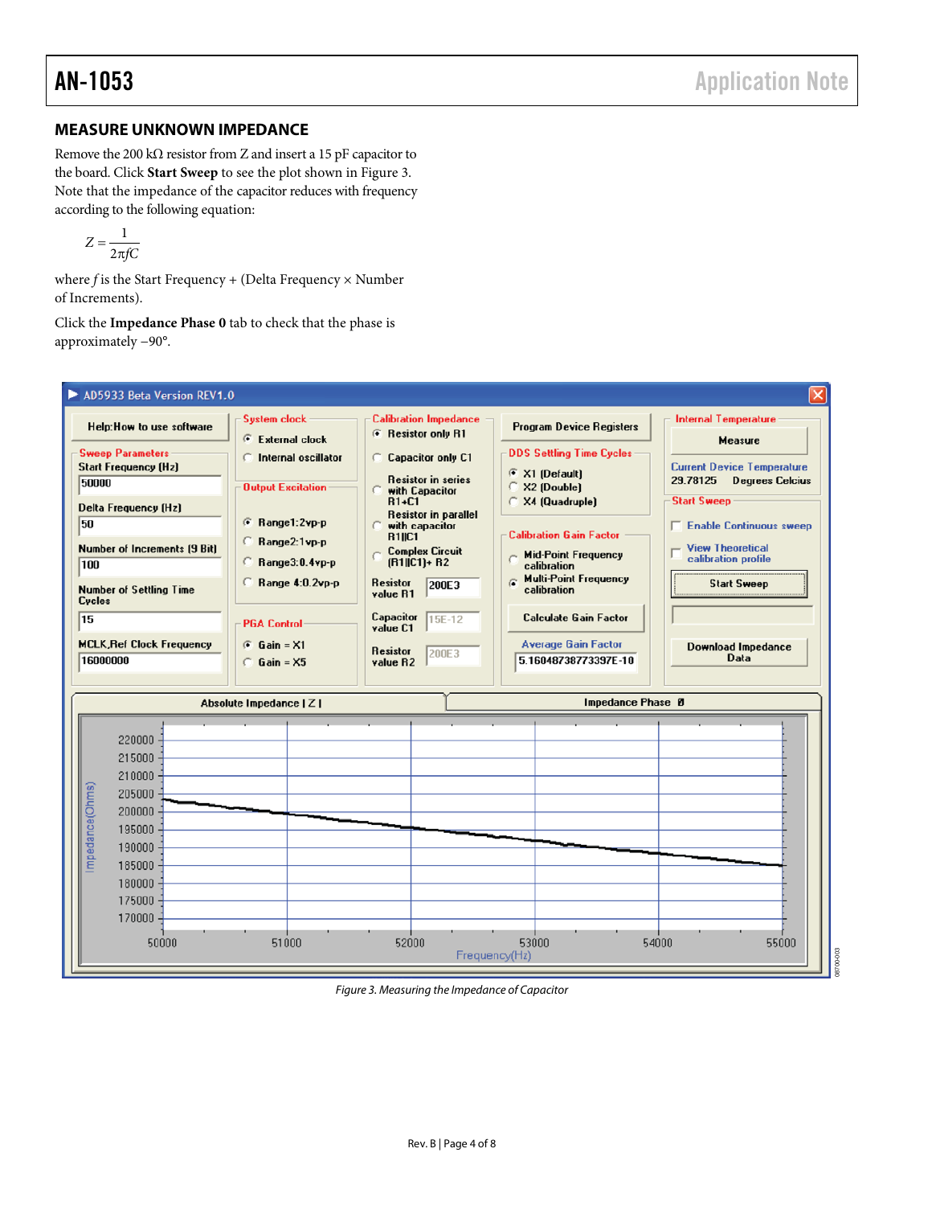## MEASURE UNKNOWN IMPEDANCE

Remove the 200 kΩ resistor from Z and insert a 15 pF capacitor to the board. Click **Start Sweep** to see the plot shown in Figure 3. Note that the impedance of the capacitor reduces with frequency according to the following equation:

$$Z = \frac{1}{2\pi fC}$$

where *f* is the Start Frequency + (Delta Frequency × Number of Increments).

Click the **Impedance Phase 0** tab to check that the phase is approximately −90°.

*Figure 3. Measuring the Impedance of Capacitor*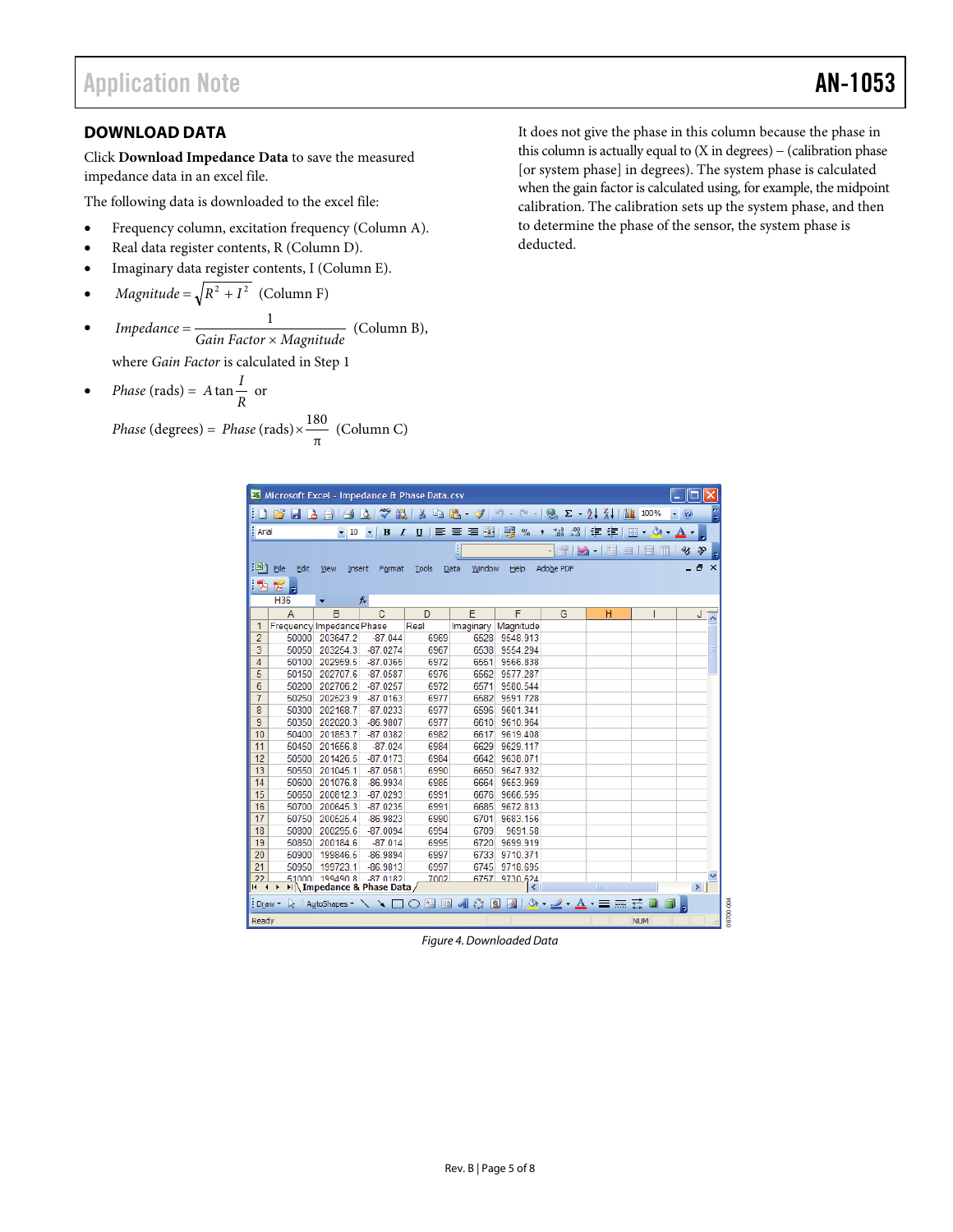## DOWNLOAD DATA

Click **Download Impedance Data** to save the measured impedance data in an excel file.

The following data is downloaded to the excel file:

- Frequency column, excitation frequency (Column A).
- Real data register contents, R (Column D).
- Imaginary data register contents, I (Column E).
- $Magnitude = \sqrt{R^2 + I^2}$ (Column F)
- $Impedance = \frac{1}{Gain\ Factor \times Magnitude}$ (Column B),

  where *Gain Factor* is calculated in Step 1
- $Phase\ \text{(rads)} = A\tan\frac{I}{R}$ or

  $Phase\ \text{(degrees)} = Phase\ \text{(rads)} \times \frac{180}{\pi}$ (Column C)

It does not give the phase in this column because the phase in this column is actually equal to (X in degrees) – (calibration phase [or system phase] in degrees). The system phase is calculated when the gain factor is calculated using, for example, the midpoint calibration. The calibration sets up the system phase, and then to determine the phase of the sensor, the system phase is deducted.

| Frequency | Impedance | Phase | Real | Imaginary | Magnitude |
|---|---|---|---|---|---|
| 50000 | 203647.2 | -87.044 | 6969 | 6528 | 9548.913 |
| 50050 | 203254.3 | -87.0274 | 6967 | 6538 | 9554.294 |
| 50100 | 202959.5 | -87.0366 | 6972 | 6551 | 9566.838 |
| 50150 | 202707.6 | -87.0587 | 6976 | 6562 | 9577.287 |
| 50200 | 202706.2 | -87.0257 | 6972 | 6571 | 9580.544 |
| 50250 | 202523.9 | -87.0163 | 6977 | 6582 | 9591.728 |
| 50300 | 202168.7 | -87.0233 | 6977 | 6596 | 9601.341 |
| 50350 | 202020.3 | -86.9807 | 6977 | 6610 | 9610.964 |
| 50400 | 201853.7 | -87.0382 | 6982 | 6617 | 9619.408 |
| 50450 | 201656.8 | -87.024 | 6984 | 6629 | 9629.117 |
| 50500 | 201426.5 | -87.0173 | 6984 | 6642 | 9638.071 |
| 50550 | 201045.1 | -87.0581 | 6990 | 6650 | 9647.932 |
| 50600 | 201076.8 | -86.9934 | 6985 | 6664 | 9653.969 |
| 50650 | 200812.3 | -87.0293 | 6991 | 6676 | 9666.595 |
| 50700 | 200645.3 | -87.0235 | 6991 | 6685 | 9672.813 |
| 50750 | 200525.4 | -86.9823 | 6990 | 6701 | 9683.156 |
| 50800 | 200295.6 | -87.0094 | 6994 | 6709 | 9691.58 |
| 50850 | 200184.6 | -87.014 | 6995 | 6720 | 9699.919 |
| 50900 | 199846.5 | -86.9894 | 6997 | 6733 | 9710.371 |
| 50950 | 199723.1 | -86.9813 | 6997 | 6745 | 9718.695 |
| 51000 | 199490.8 | -87.0182 | 7002 | 6757 | 9730.624 |

Figure 4. Downloaded Data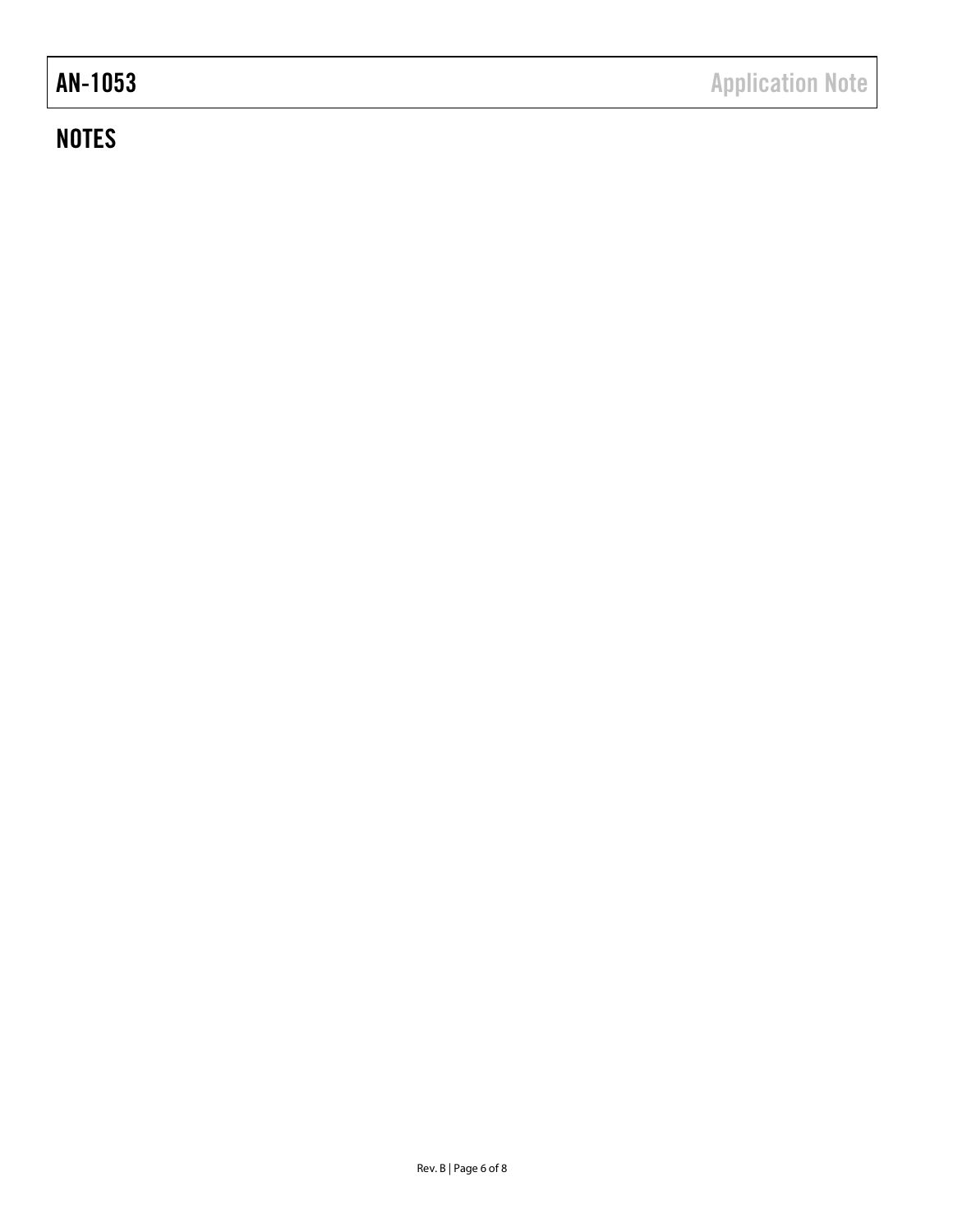## NOTES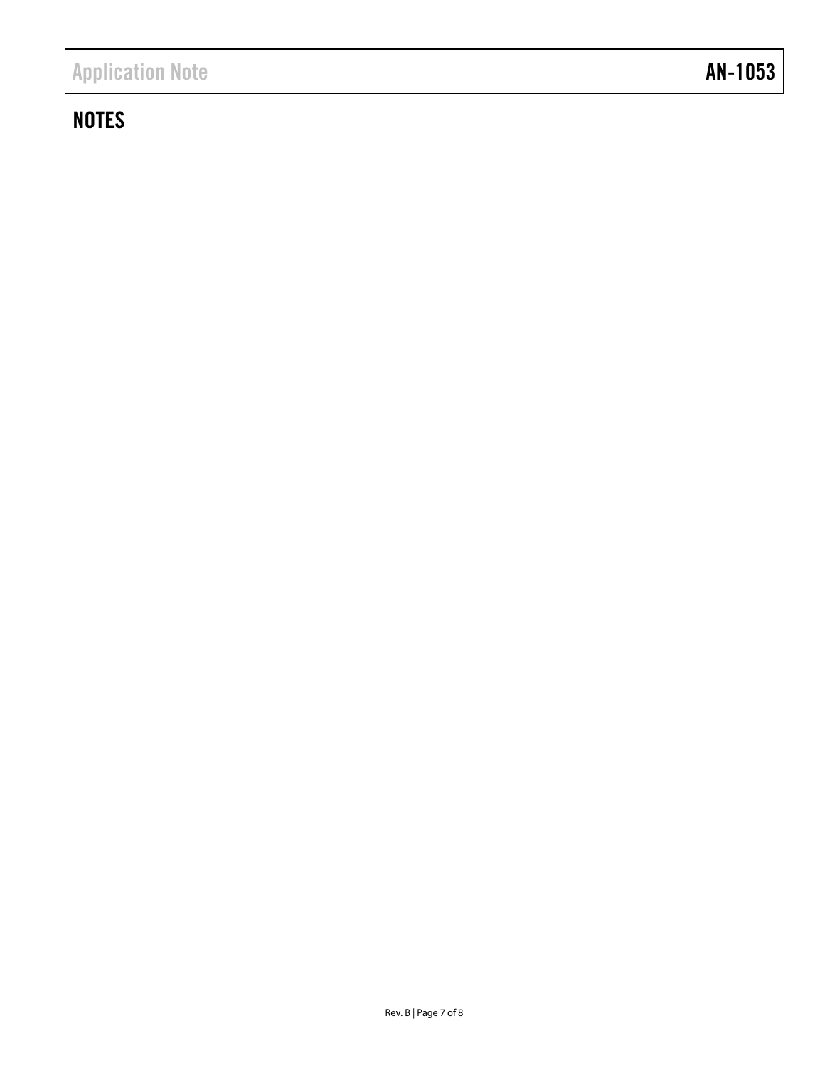## NOTES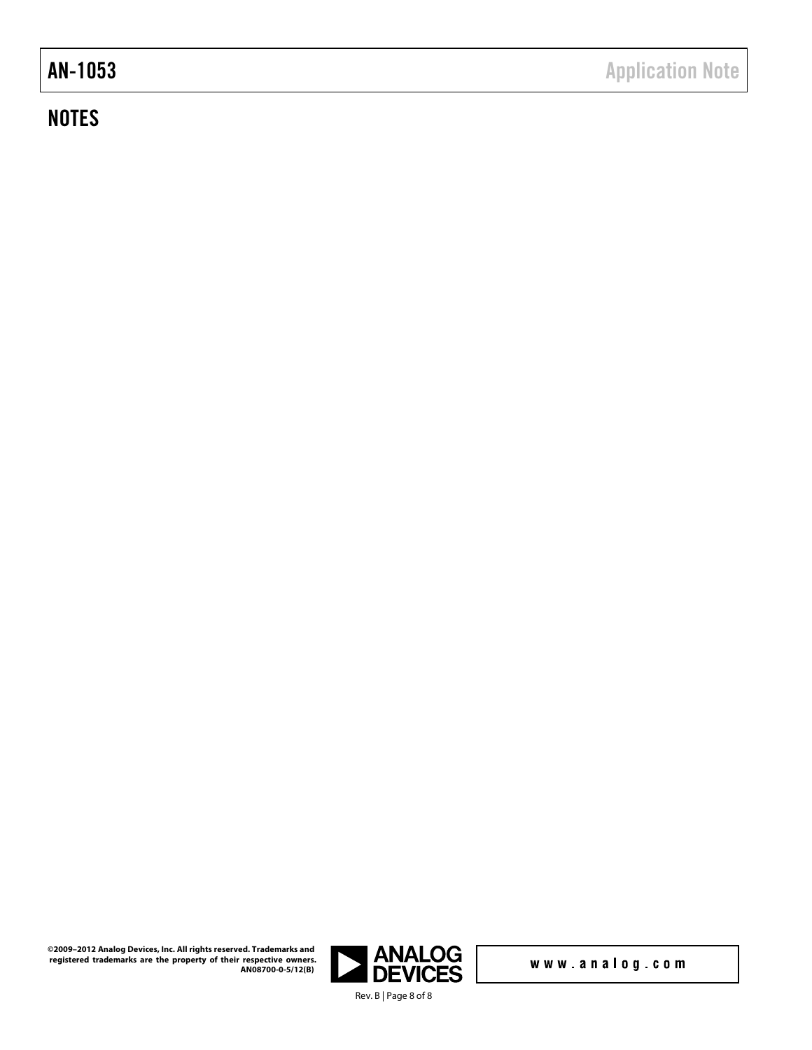## NOTES

©2009–2012 Analog Devices, Inc. All rights reserved. Trademarks and registered trademarks are the property of their respective owners.
AN08700-0-5/12(B)

www.analog.com